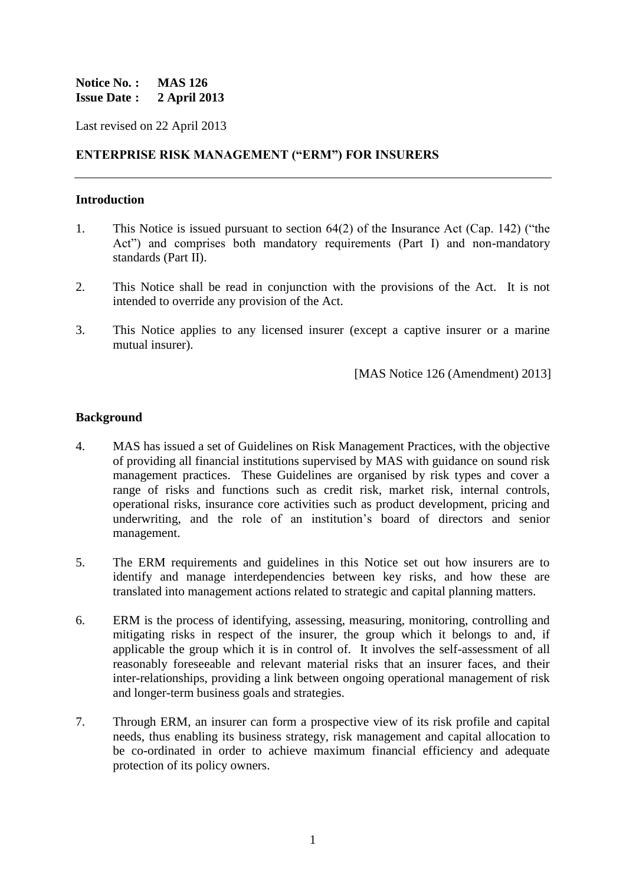**Notice No. : MAS 126**
**Issue Date : 2 April 2013**

Last revised on 22 April 2013

**ENTERPRISE RISK MANAGEMENT ("ERM") FOR INSURERS**

---

## Introduction

1. This Notice is issued pursuant to section 64(2) of the Insurance Act (Cap. 142) ("the Act") and comprises both mandatory requirements (Part I) and non-mandatory standards (Part II).

2. This Notice shall be read in conjunction with the provisions of the Act. It is not intended to override any provision of the Act.

3. This Notice applies to any licensed insurer (except a captive insurer or a marine mutual insurer).

[MAS Notice 126 (Amendment) 2013]

## Background

4. MAS has issued a set of Guidelines on Risk Management Practices, with the objective of providing all financial institutions supervised by MAS with guidance on sound risk management practices. These Guidelines are organised by risk types and cover a range of risks and functions such as credit risk, market risk, internal controls, operational risks, insurance core activities such as product development, pricing and underwriting, and the role of an institution's board of directors and senior management.

5. The ERM requirements and guidelines in this Notice set out how insurers are to identify and manage interdependencies between key risks, and how these are translated into management actions related to strategic and capital planning matters.

6. ERM is the process of identifying, assessing, measuring, monitoring, controlling and mitigating risks in respect of the insurer, the group which it belongs to and, if applicable the group which it is in control of. It involves the self-assessment of all reasonably foreseeable and relevant material risks that an insurer faces, and their inter-relationships, providing a link between ongoing operational management of risk and longer-term business goals and strategies.

7. Through ERM, an insurer can form a prospective view of its risk profile and capital needs, thus enabling its business strategy, risk management and capital allocation to be co-ordinated in order to achieve maximum financial efficiency and adequate protection of its policy owners.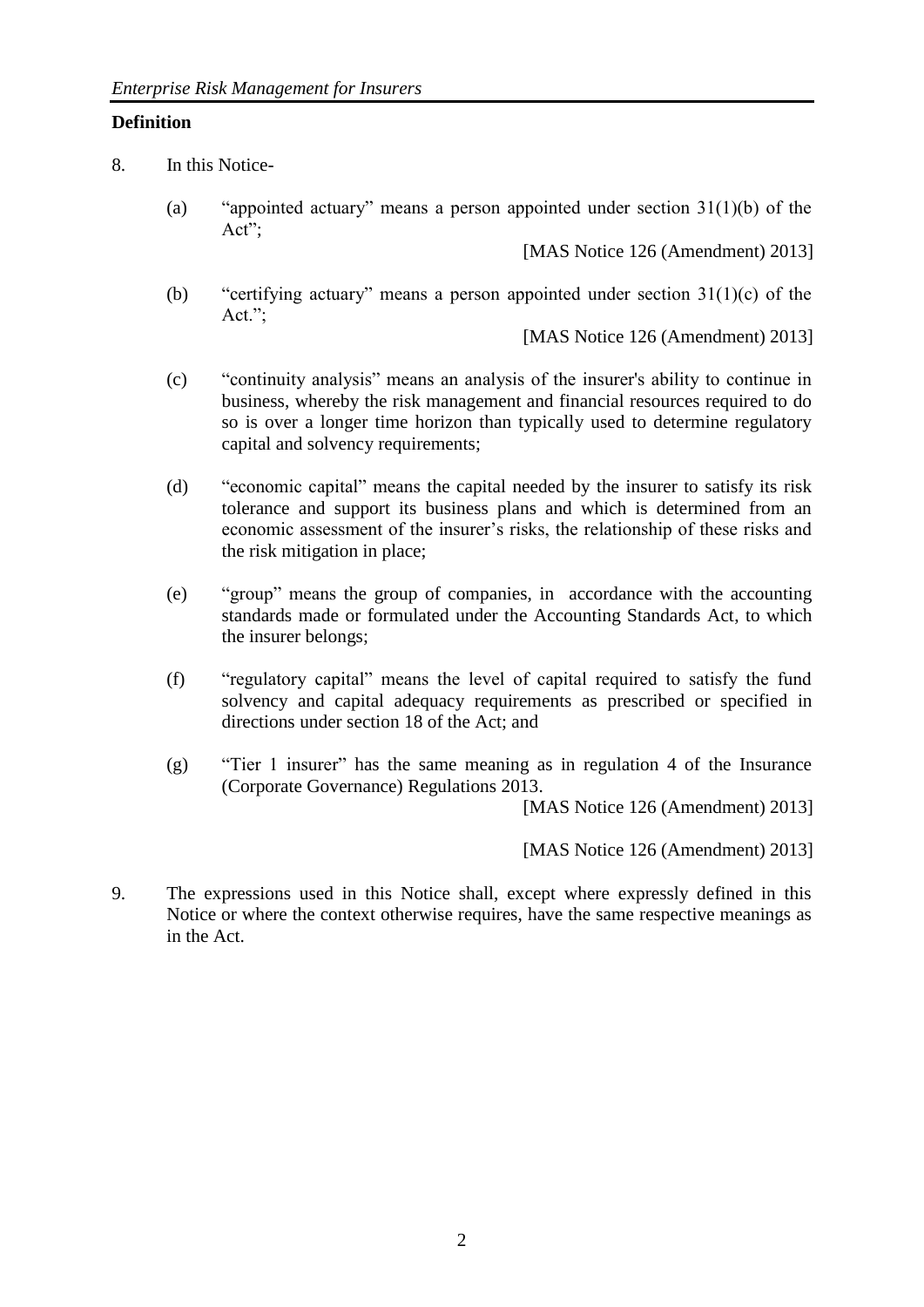## Definition

8. In this Notice-

   (a) "appointed actuary" means a person appointed under section 31(1)(b) of the Act";

   [MAS Notice 126 (Amendment) 2013]

   (b) "certifying actuary" means a person appointed under section 31(1)(c) of the Act.";

   [MAS Notice 126 (Amendment) 2013]

   (c) "continuity analysis" means an analysis of the insurer's ability to continue in business, whereby the risk management and financial resources required to do so is over a longer time horizon than typically used to determine regulatory capital and solvency requirements;

   (d) "economic capital" means the capital needed by the insurer to satisfy its risk tolerance and support its business plans and which is determined from an economic assessment of the insurer's risks, the relationship of these risks and the risk mitigation in place;

   (e) "group" means the group of companies, in accordance with the accounting standards made or formulated under the Accounting Standards Act, to which the insurer belongs;

   (f) "regulatory capital" means the level of capital required to satisfy the fund solvency and capital adequacy requirements as prescribed or specified in directions under section 18 of the Act; and

   (g) "Tier 1 insurer" has the same meaning as in regulation 4 of the Insurance (Corporate Governance) Regulations 2013.

   [MAS Notice 126 (Amendment) 2013]

   [MAS Notice 126 (Amendment) 2013]

9. The expressions used in this Notice shall, except where expressly defined in this Notice or where the context otherwise requires, have the same respective meanings as in the Act.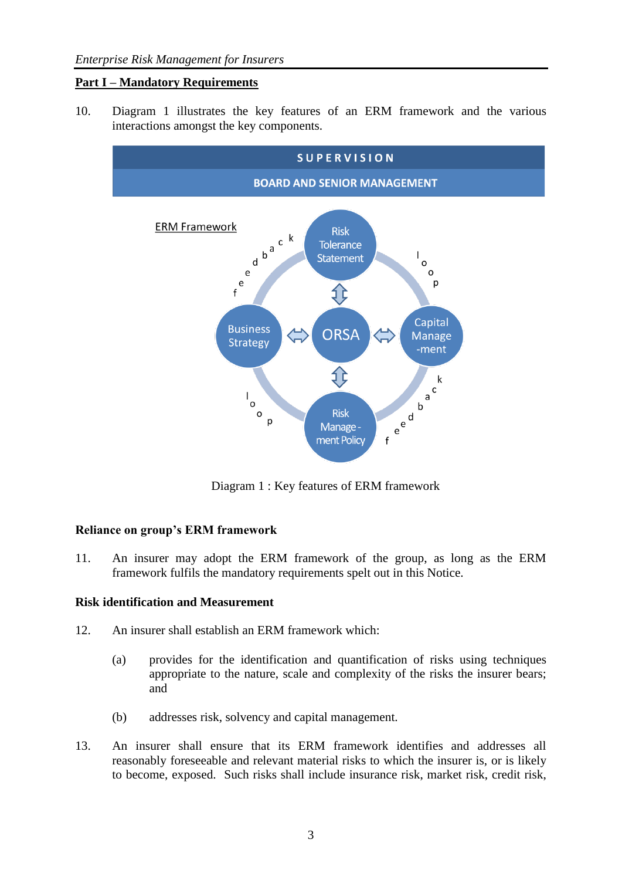## Part I – Mandatory Requirements

10. Diagram 1 illustrates the key features of an ERM framework and the various interactions amongst the key components.

SUPERVISION

BOARD AND SENIOR MANAGEMENT

ERM Framework

Risk Tolerance Statement

Business Strategy

ORSA

Capital Manage-ment

Risk Manage-ment Policy

feedback

loop

loop

feedback

Diagram 1 : Key features of ERM framework

### Reliance on group's ERM framework

11. An insurer may adopt the ERM framework of the group, as long as the ERM framework fulfils the mandatory requirements spelt out in this Notice.

### Risk identification and Measurement

12. An insurer shall establish an ERM framework which:

    (a) provides for the identification and quantification of risks using techniques appropriate to the nature, scale and complexity of the risks the insurer bears; and

    (b) addresses risk, solvency and capital management.

13. An insurer shall ensure that its ERM framework identifies and addresses all reasonably foreseeable and relevant material risks to which the insurer is, or is likely to become, exposed. Such risks shall include insurance risk, market risk, credit risk,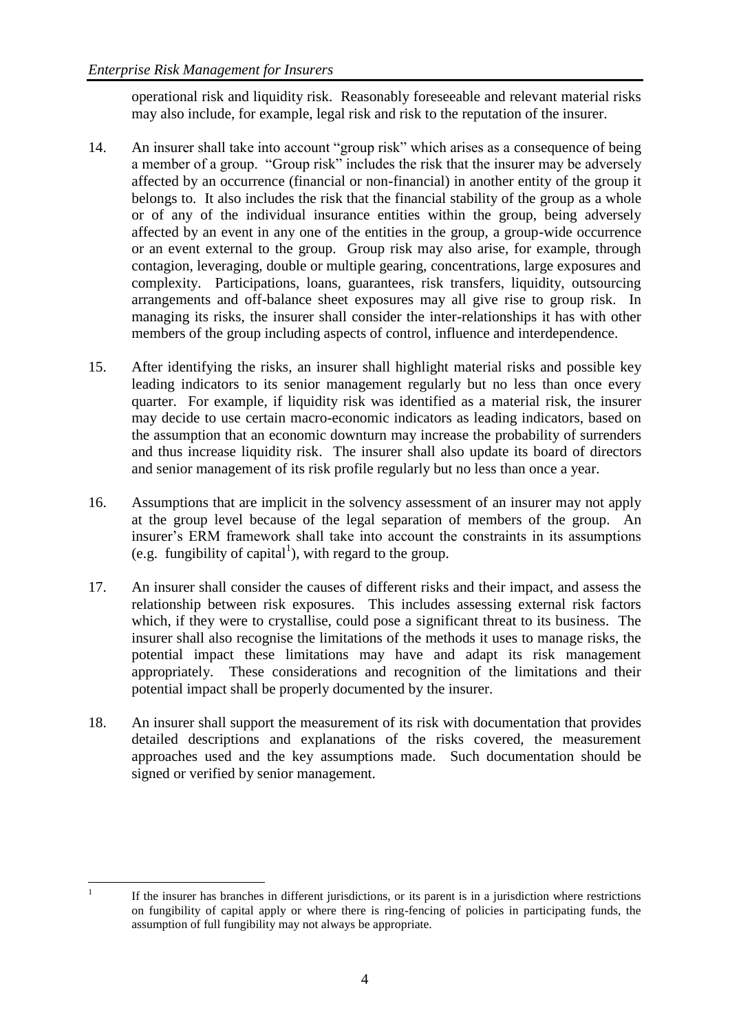operational risk and liquidity risk. Reasonably foreseeable and relevant material risks may also include, for example, legal risk and risk to the reputation of the insurer.

14. An insurer shall take into account "group risk" which arises as a consequence of being a member of a group. "Group risk" includes the risk that the insurer may be adversely affected by an occurrence (financial or non-financial) in another entity of the group it belongs to. It also includes the risk that the financial stability of the group as a whole or of any of the individual insurance entities within the group, being adversely affected by an event in any one of the entities in the group, a group-wide occurrence or an event external to the group. Group risk may also arise, for example, through contagion, leveraging, double or multiple gearing, concentrations, large exposures and complexity. Participations, loans, guarantees, risk transfers, liquidity, outsourcing arrangements and off-balance sheet exposures may all give rise to group risk. In managing its risks, the insurer shall consider the inter-relationships it has with other members of the group including aspects of control, influence and interdependence.

15. After identifying the risks, an insurer shall highlight material risks and possible key leading indicators to its senior management regularly but no less than once every quarter. For example, if liquidity risk was identified as a material risk, the insurer may decide to use certain macro-economic indicators as leading indicators, based on the assumption that an economic downturn may increase the probability of surrenders and thus increase liquidity risk. The insurer shall also update its board of directors and senior management of its risk profile regularly but no less than once a year.

16. Assumptions that are implicit in the solvency assessment of an insurer may not apply at the group level because of the legal separation of members of the group. An insurer's ERM framework shall take into account the constraints in its assumptions (e.g. fungibility of capital[1]), with regard to the group.

17. An insurer shall consider the causes of different risks and their impact, and assess the relationship between risk exposures. This includes assessing external risk factors which, if they were to crystallise, could pose a significant threat to its business. The insurer shall also recognise the limitations of the methods it uses to manage risks, the potential impact these limitations may have and adapt its risk management appropriately. These considerations and recognition of the limitations and their potential impact shall be properly documented by the insurer.

18. An insurer shall support the measurement of its risk with documentation that provides detailed descriptions and explanations of the risks covered, the measurement approaches used and the key assumptions made. Such documentation should be signed or verified by senior management.

[1] If the insurer has branches in different jurisdictions, or its parent is in a jurisdiction where restrictions on fungibility of capital apply or where there is ring-fencing of policies in participating funds, the assumption of full fungibility may not always be appropriate.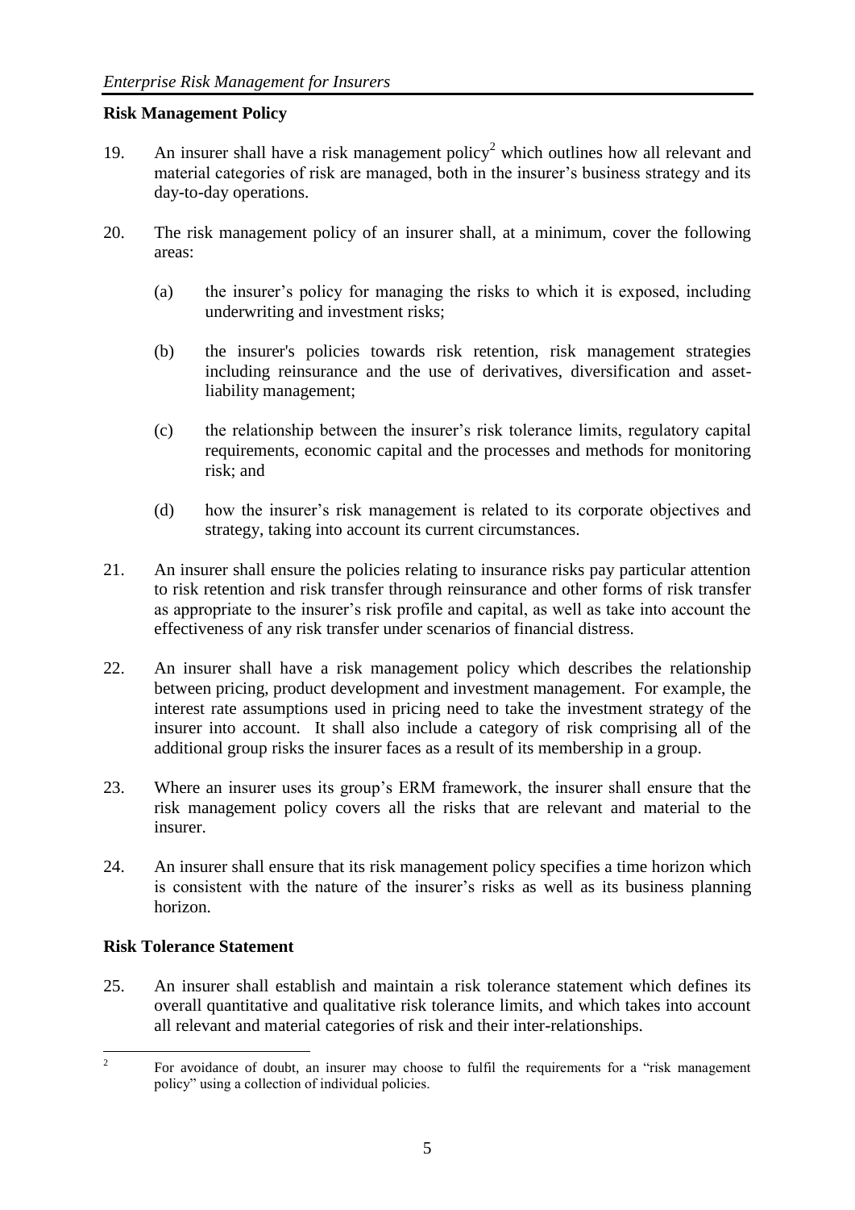## Risk Management Policy

19. An insurer shall have a risk management policy[2] which outlines how all relevant and material categories of risk are managed, both in the insurer's business strategy and its day-to-day operations.

20. The risk management policy of an insurer shall, at a minimum, cover the following areas:

    (a) the insurer's policy for managing the risks to which it is exposed, including underwriting and investment risks;

    (b) the insurer's policies towards risk retention, risk management strategies including reinsurance and the use of derivatives, diversification and asset-liability management;

    (c) the relationship between the insurer's risk tolerance limits, regulatory capital requirements, economic capital and the processes and methods for monitoring risk; and

    (d) how the insurer's risk management is related to its corporate objectives and strategy, taking into account its current circumstances.

21. An insurer shall ensure the policies relating to insurance risks pay particular attention to risk retention and risk transfer through reinsurance and other forms of risk transfer as appropriate to the insurer's risk profile and capital, as well as take into account the effectiveness of any risk transfer under scenarios of financial distress.

22. An insurer shall have a risk management policy which describes the relationship between pricing, product development and investment management. For example, the interest rate assumptions used in pricing need to take the investment strategy of the insurer into account. It shall also include a category of risk comprising all of the additional group risks the insurer faces as a result of its membership in a group.

23. Where an insurer uses its group's ERM framework, the insurer shall ensure that the risk management policy covers all the risks that are relevant and material to the insurer.

24. An insurer shall ensure that its risk management policy specifies a time horizon which is consistent with the nature of the insurer's risks as well as its business planning horizon.

## Risk Tolerance Statement

25. An insurer shall establish and maintain a risk tolerance statement which defines its overall quantitative and qualitative risk tolerance limits, and which takes into account all relevant and material categories of risk and their inter-relationships.

---

[2] For avoidance of doubt, an insurer may choose to fulfil the requirements for a "risk management policy" using a collection of individual policies.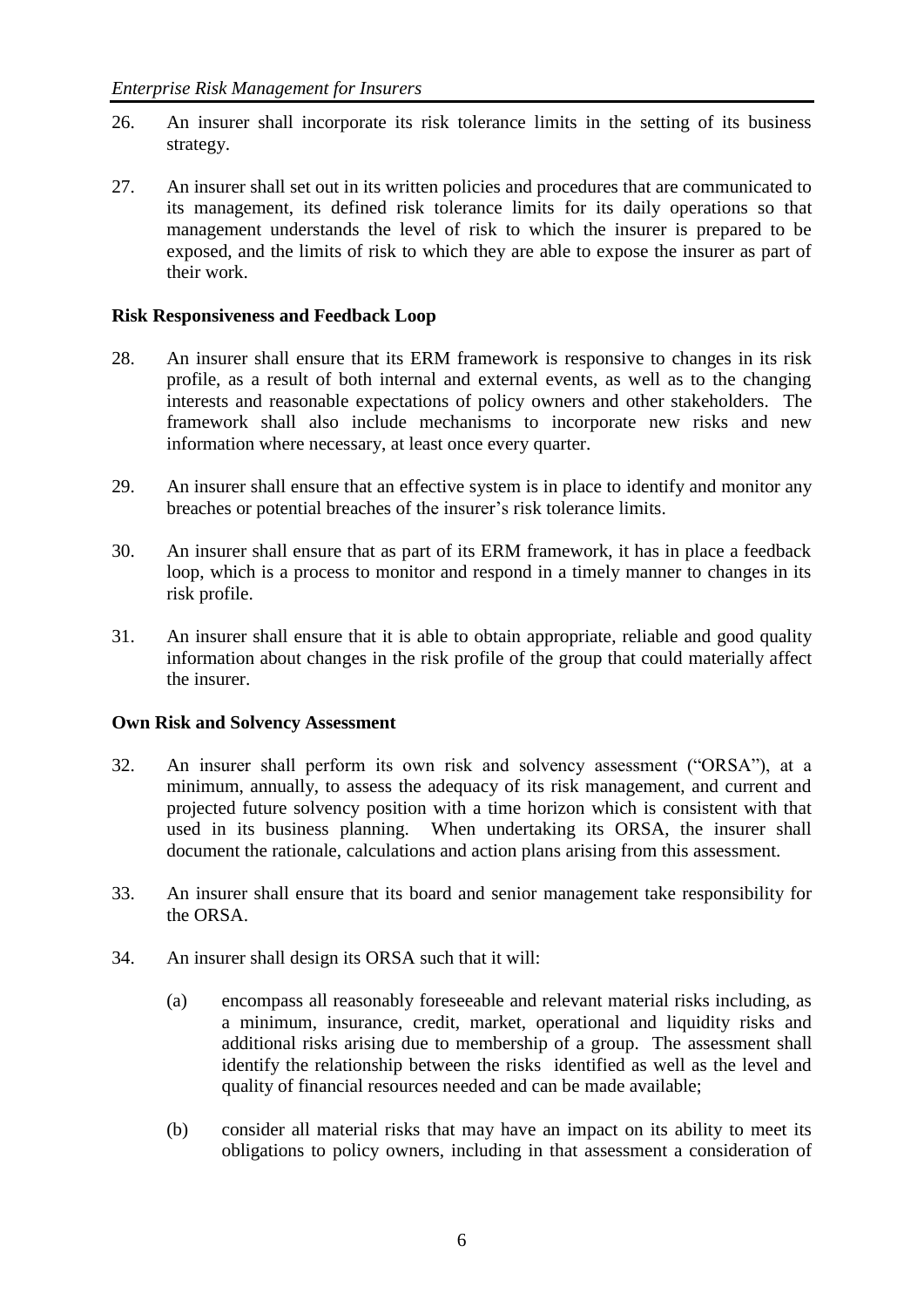26. An insurer shall incorporate its risk tolerance limits in the setting of its business strategy.

27. An insurer shall set out in its written policies and procedures that are communicated to its management, its defined risk tolerance limits for its daily operations so that management understands the level of risk to which the insurer is prepared to be exposed, and the limits of risk to which they are able to expose the insurer as part of their work.

**Risk Responsiveness and Feedback Loop**

28. An insurer shall ensure that its ERM framework is responsive to changes in its risk profile, as a result of both internal and external events, as well as to the changing interests and reasonable expectations of policy owners and other stakeholders. The framework shall also include mechanisms to incorporate new risks and new information where necessary, at least once every quarter.

29. An insurer shall ensure that an effective system is in place to identify and monitor any breaches or potential breaches of the insurer's risk tolerance limits.

30. An insurer shall ensure that as part of its ERM framework, it has in place a feedback loop, which is a process to monitor and respond in a timely manner to changes in its risk profile.

31. An insurer shall ensure that it is able to obtain appropriate, reliable and good quality information about changes in the risk profile of the group that could materially affect the insurer.

**Own Risk and Solvency Assessment**

32. An insurer shall perform its own risk and solvency assessment ("ORSA"), at a minimum, annually, to assess the adequacy of its risk management, and current and projected future solvency position with a time horizon which is consistent with that used in its business planning. When undertaking its ORSA, the insurer shall document the rationale, calculations and action plans arising from this assessment.

33. An insurer shall ensure that its board and senior management take responsibility for the ORSA.

34. An insurer shall design its ORSA such that it will:

    (a) encompass all reasonably foreseeable and relevant material risks including, as a minimum, insurance, credit, market, operational and liquidity risks and additional risks arising due to membership of a group. The assessment shall identify the relationship between the risks identified as well as the level and quality of financial resources needed and can be made available;

    (b) consider all material risks that may have an impact on its ability to meet its obligations to policy owners, including in that assessment a consideration of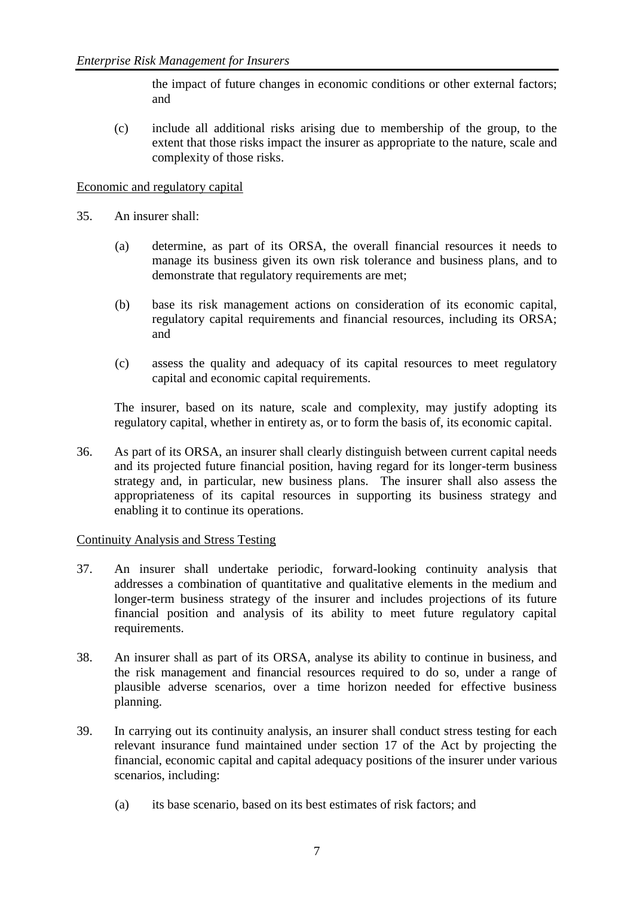the impact of future changes in economic conditions or other external factors; and

(c) include all additional risks arising due to membership of the group, to the extent that those risks impact the insurer as appropriate to the nature, scale and complexity of those risks.

Economic and regulatory capital

35. An insurer shall:

    (a) determine, as part of its ORSA, the overall financial resources it needs to manage its business given its own risk tolerance and business plans, and to demonstrate that regulatory requirements are met;

    (b) base its risk management actions on consideration of its economic capital, regulatory capital requirements and financial resources, including its ORSA; and

    (c) assess the quality and adequacy of its capital resources to meet regulatory capital and economic capital requirements.

    The insurer, based on its nature, scale and complexity, may justify adopting its regulatory capital, whether in entirety as, or to form the basis of, its economic capital.

36. As part of its ORSA, an insurer shall clearly distinguish between current capital needs and its projected future financial position, having regard for its longer-term business strategy and, in particular, new business plans. The insurer shall also assess the appropriateness of its capital resources in supporting its business strategy and enabling it to continue its operations.

Continuity Analysis and Stress Testing

37. An insurer shall undertake periodic, forward-looking continuity analysis that addresses a combination of quantitative and qualitative elements in the medium and longer-term business strategy of the insurer and includes projections of its future financial position and analysis of its ability to meet future regulatory capital requirements.

38. An insurer shall as part of its ORSA, analyse its ability to continue in business, and the risk management and financial resources required to do so, under a range of plausible adverse scenarios, over a time horizon needed for effective business planning.

39. In carrying out its continuity analysis, an insurer shall conduct stress testing for each relevant insurance fund maintained under section 17 of the Act by projecting the financial, economic capital and capital adequacy positions of the insurer under various scenarios, including:

    (a) its base scenario, based on its best estimates of risk factors; and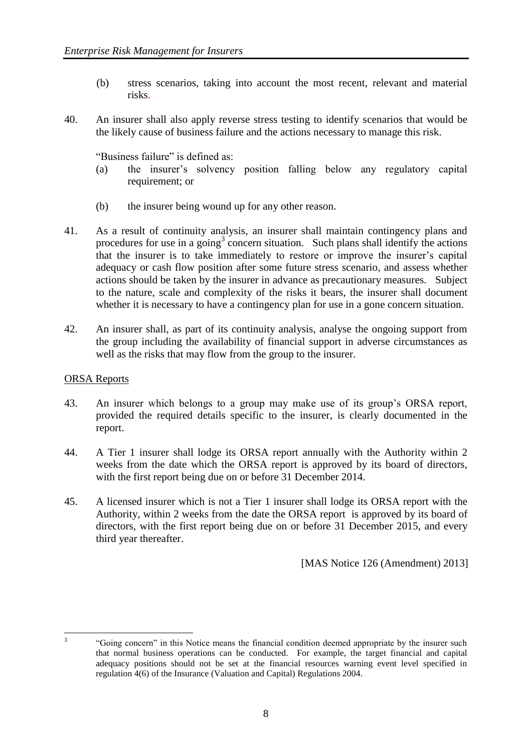(b) stress scenarios, taking into account the most recent, relevant and material risks.

40. An insurer shall also apply reverse stress testing to identify scenarios that would be the likely cause of business failure and the actions necessary to manage this risk.

"Business failure" is defined as:

(a) the insurer's solvency position falling below any regulatory capital requirement; or

(b) the insurer being wound up for any other reason.

41. As a result of continuity analysis, an insurer shall maintain contingency plans and procedures for use in a going[3] concern situation. Such plans shall identify the actions that the insurer is to take immediately to restore or improve the insurer's capital adequacy or cash flow position after some future stress scenario, and assess whether actions should be taken by the insurer in advance as precautionary measures. Subject to the nature, scale and complexity of the risks it bears, the insurer shall document whether it is necessary to have a contingency plan for use in a gone concern situation.

42. An insurer shall, as part of its continuity analysis, analyse the ongoing support from the group including the availability of financial support in adverse circumstances as well as the risks that may flow from the group to the insurer.

<u>ORSA Reports</u>

43. An insurer which belongs to a group may make use of its group's ORSA report, provided the required details specific to the insurer, is clearly documented in the report.

44. A Tier 1 insurer shall lodge its ORSA report annually with the Authority within 2 weeks from the date which the ORSA report is approved by its board of directors, with the first report being due on or before 31 December 2014.

45. A licensed insurer which is not a Tier 1 insurer shall lodge its ORSA report with the Authority, within 2 weeks from the date the ORSA report is approved by its board of directors, with the first report being due on or before 31 December 2015, and every third year thereafter.

[MAS Notice 126 (Amendment) 2013]

---

[3] "Going concern" in this Notice means the financial condition deemed appropriate by the insurer such that normal business operations can be conducted. For example, the target financial and capital adequacy positions should not be set at the financial resources warning event level specified in regulation 4(6) of the Insurance (Valuation and Capital) Regulations 2004.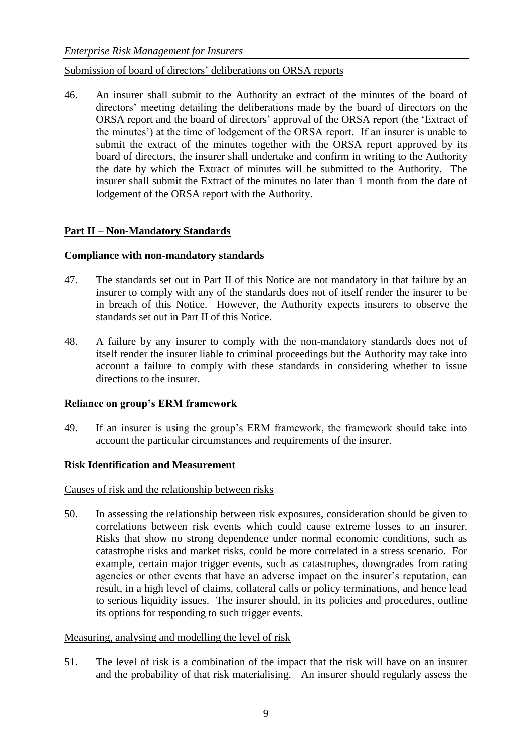Submission of board of directors' deliberations on ORSA reports

46. An insurer shall submit to the Authority an extract of the minutes of the board of directors' meeting detailing the deliberations made by the board of directors on the ORSA report and the board of directors' approval of the ORSA report (the 'Extract of the minutes') at the time of lodgement of the ORSA report. If an insurer is unable to submit the extract of the minutes together with the ORSA report approved by its board of directors, the insurer shall undertake and confirm in writing to the Authority the date by which the Extract of minutes will be submitted to the Authority. The insurer shall submit the Extract of the minutes no later than 1 month from the date of lodgement of the ORSA report with the Authority.

## Part II – Non-Mandatory Standards

### Compliance with non-mandatory standards

47. The standards set out in Part II of this Notice are not mandatory in that failure by an insurer to comply with any of the standards does not of itself render the insurer to be in breach of this Notice. However, the Authority expects insurers to observe the standards set out in Part II of this Notice.

48. A failure by any insurer to comply with the non-mandatory standards does not of itself render the insurer liable to criminal proceedings but the Authority may take into account a failure to comply with these standards in considering whether to issue directions to the insurer.

### Reliance on group's ERM framework

49. If an insurer is using the group's ERM framework, the framework should take into account the particular circumstances and requirements of the insurer.

### Risk Identification and Measurement

Causes of risk and the relationship between risks

50. In assessing the relationship between risk exposures, consideration should be given to correlations between risk events which could cause extreme losses to an insurer. Risks that show no strong dependence under normal economic conditions, such as catastrophe risks and market risks, could be more correlated in a stress scenario. For example, certain major trigger events, such as catastrophes, downgrades from rating agencies or other events that have an adverse impact on the insurer's reputation, can result, in a high level of claims, collateral calls or policy terminations, and hence lead to serious liquidity issues. The insurer should, in its policies and procedures, outline its options for responding to such trigger events.

Measuring, analysing and modelling the level of risk

51. The level of risk is a combination of the impact that the risk will have on an insurer and the probability of that risk materialising. An insurer should regularly assess the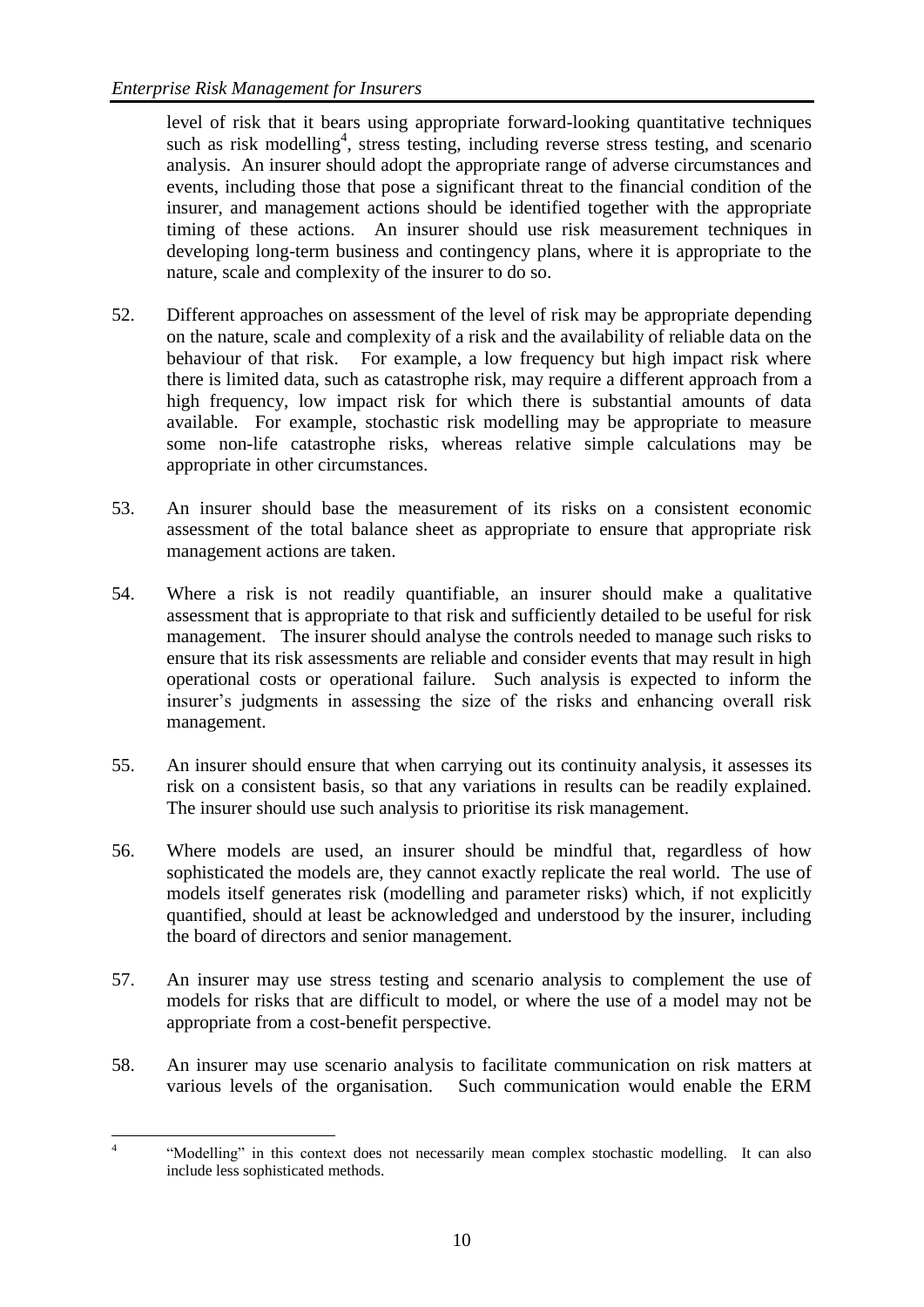level of risk that it bears using appropriate forward-looking quantitative techniques such as risk modelling[4], stress testing, including reverse stress testing, and scenario analysis. An insurer should adopt the appropriate range of adverse circumstances and events, including those that pose a significant threat to the financial condition of the insurer, and management actions should be identified together with the appropriate timing of these actions. An insurer should use risk measurement techniques in developing long-term business and contingency plans, where it is appropriate to the nature, scale and complexity of the insurer to do so.

52. Different approaches on assessment of the level of risk may be appropriate depending on the nature, scale and complexity of a risk and the availability of reliable data on the behaviour of that risk. For example, a low frequency but high impact risk where there is limited data, such as catastrophe risk, may require a different approach from a high frequency, low impact risk for which there is substantial amounts of data available. For example, stochastic risk modelling may be appropriate to measure some non-life catastrophe risks, whereas relative simple calculations may be appropriate in other circumstances.

53. An insurer should base the measurement of its risks on a consistent economic assessment of the total balance sheet as appropriate to ensure that appropriate risk management actions are taken.

54. Where a risk is not readily quantifiable, an insurer should make a qualitative assessment that is appropriate to that risk and sufficiently detailed to be useful for risk management. The insurer should analyse the controls needed to manage such risks to ensure that its risk assessments are reliable and consider events that may result in high operational costs or operational failure. Such analysis is expected to inform the insurer's judgments in assessing the size of the risks and enhancing overall risk management.

55. An insurer should ensure that when carrying out its continuity analysis, it assesses its risk on a consistent basis, so that any variations in results can be readily explained. The insurer should use such analysis to prioritise its risk management.

56. Where models are used, an insurer should be mindful that, regardless of how sophisticated the models are, they cannot exactly replicate the real world. The use of models itself generates risk (modelling and parameter risks) which, if not explicitly quantified, should at least be acknowledged and understood by the insurer, including the board of directors and senior management.

57. An insurer may use stress testing and scenario analysis to complement the use of models for risks that are difficult to model, or where the use of a model may not be appropriate from a cost-benefit perspective.

58. An insurer may use scenario analysis to facilitate communication on risk matters at various levels of the organisation. Such communication would enable the ERM

---

[4] "Modelling" in this context does not necessarily mean complex stochastic modelling. It can also include less sophisticated methods.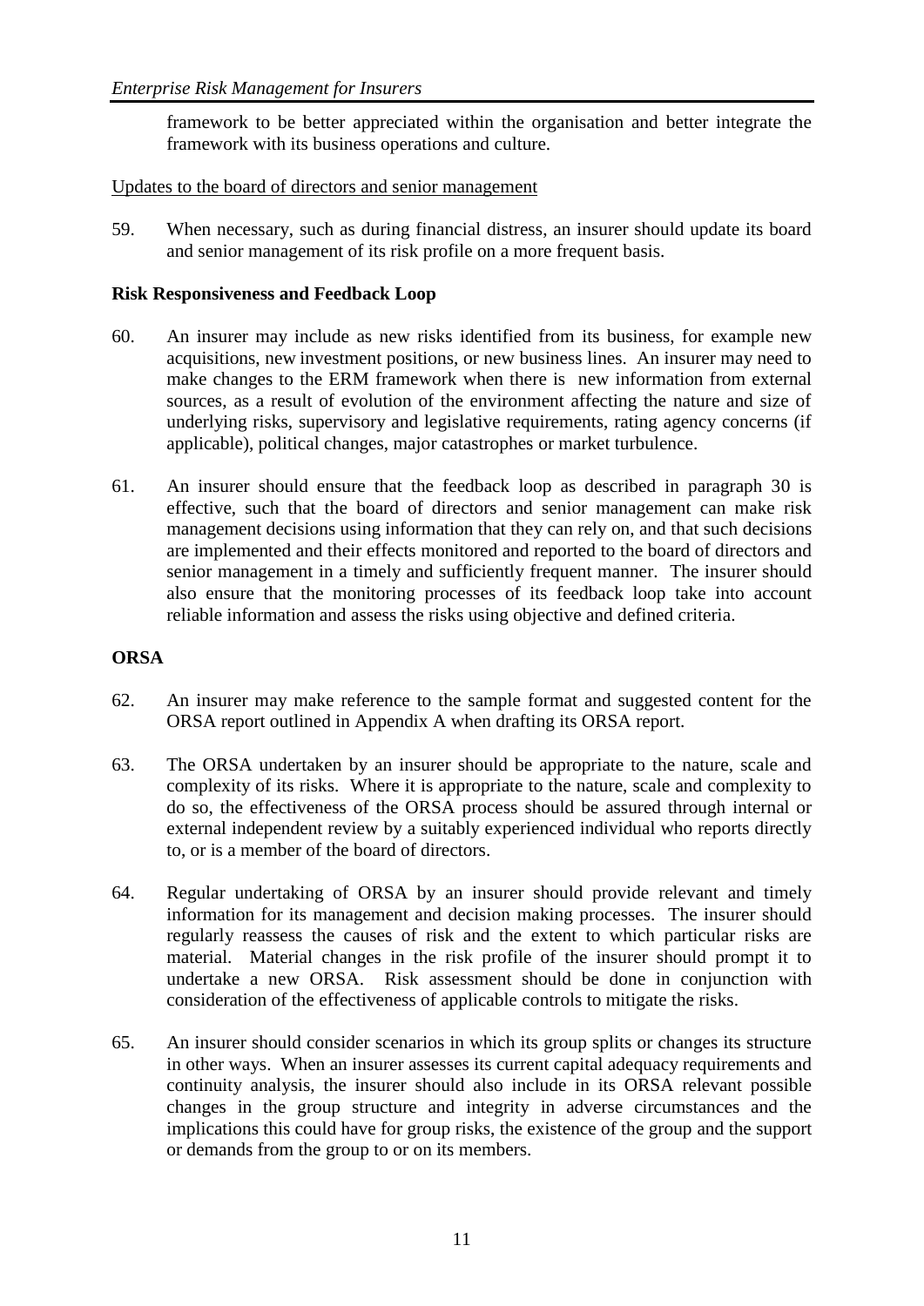framework to be better appreciated within the organisation and better integrate the framework with its business operations and culture.

Updates to the board of directors and senior management

59. When necessary, such as during financial distress, an insurer should update its board and senior management of its risk profile on a more frequent basis.

**Risk Responsiveness and Feedback Loop**

60. An insurer may include as new risks identified from its business, for example new acquisitions, new investment positions, or new business lines. An insurer may need to make changes to the ERM framework when there is new information from external sources, as a result of evolution of the environment affecting the nature and size of underlying risks, supervisory and legislative requirements, rating agency concerns (if applicable), political changes, major catastrophes or market turbulence.

61. An insurer should ensure that the feedback loop as described in paragraph 30 is effective, such that the board of directors and senior management can make risk management decisions using information that they can rely on, and that such decisions are implemented and their effects monitored and reported to the board of directors and senior management in a timely and sufficiently frequent manner. The insurer should also ensure that the monitoring processes of its feedback loop take into account reliable information and assess the risks using objective and defined criteria.

**ORSA**

62. An insurer may make reference to the sample format and suggested content for the ORSA report outlined in Appendix A when drafting its ORSA report.

63. The ORSA undertaken by an insurer should be appropriate to the nature, scale and complexity of its risks. Where it is appropriate to the nature, scale and complexity to do so, the effectiveness of the ORSA process should be assured through internal or external independent review by a suitably experienced individual who reports directly to, or is a member of the board of directors.

64. Regular undertaking of ORSA by an insurer should provide relevant and timely information for its management and decision making processes. The insurer should regularly reassess the causes of risk and the extent to which particular risks are material. Material changes in the risk profile of the insurer should prompt it to undertake a new ORSA. Risk assessment should be done in conjunction with consideration of the effectiveness of applicable controls to mitigate the risks.

65. An insurer should consider scenarios in which its group splits or changes its structure in other ways. When an insurer assesses its current capital adequacy requirements and continuity analysis, the insurer should also include in its ORSA relevant possible changes in the group structure and integrity in adverse circumstances and the implications this could have for group risks, the existence of the group and the support or demands from the group to or on its members.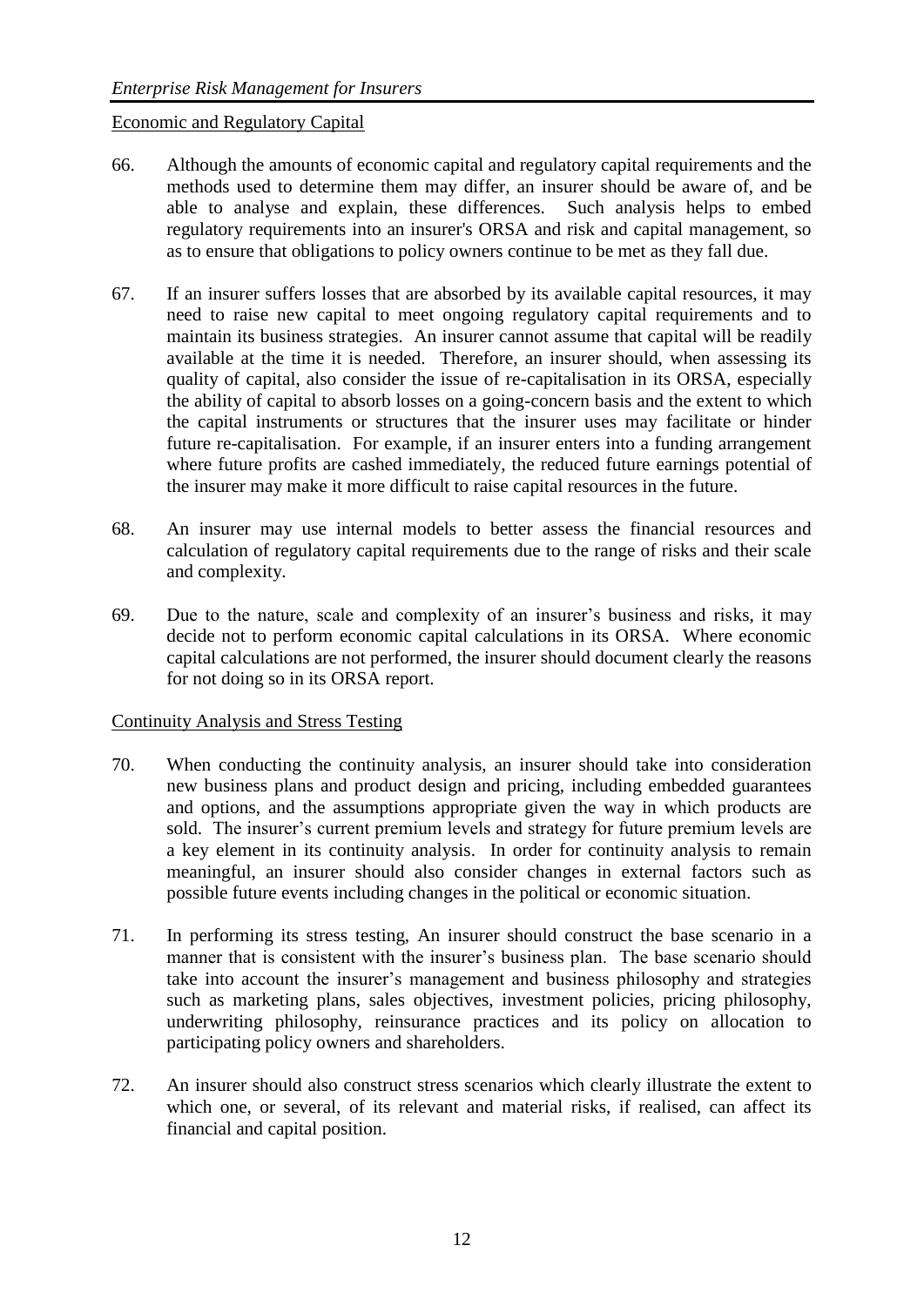Economic and Regulatory Capital

66. Although the amounts of economic capital and regulatory capital requirements and the methods used to determine them may differ, an insurer should be aware of, and be able to analyse and explain, these differences. Such analysis helps to embed regulatory requirements into an insurer's ORSA and risk and capital management, so as to ensure that obligations to policy owners continue to be met as they fall due.

67. If an insurer suffers losses that are absorbed by its available capital resources, it may need to raise new capital to meet ongoing regulatory capital requirements and to maintain its business strategies. An insurer cannot assume that capital will be readily available at the time it is needed. Therefore, an insurer should, when assessing its quality of capital, also consider the issue of re-capitalisation in its ORSA, especially the ability of capital to absorb losses on a going-concern basis and the extent to which the capital instruments or structures that the insurer uses may facilitate or hinder future re-capitalisation. For example, if an insurer enters into a funding arrangement where future profits are cashed immediately, the reduced future earnings potential of the insurer may make it more difficult to raise capital resources in the future.

68. An insurer may use internal models to better assess the financial resources and calculation of regulatory capital requirements due to the range of risks and their scale and complexity.

69. Due to the nature, scale and complexity of an insurer's business and risks, it may decide not to perform economic capital calculations in its ORSA. Where economic capital calculations are not performed, the insurer should document clearly the reasons for not doing so in its ORSA report.

Continuity Analysis and Stress Testing

70. When conducting the continuity analysis, an insurer should take into consideration new business plans and product design and pricing, including embedded guarantees and options, and the assumptions appropriate given the way in which products are sold. The insurer's current premium levels and strategy for future premium levels are a key element in its continuity analysis. In order for continuity analysis to remain meaningful, an insurer should also consider changes in external factors such as possible future events including changes in the political or economic situation.

71. In performing its stress testing, An insurer should construct the base scenario in a manner that is consistent with the insurer's business plan. The base scenario should take into account the insurer's management and business philosophy and strategies such as marketing plans, sales objectives, investment policies, pricing philosophy, underwriting philosophy, reinsurance practices and its policy on allocation to participating policy owners and shareholders.

72. An insurer should also construct stress scenarios which clearly illustrate the extent to which one, or several, of its relevant and material risks, if realised, can affect its financial and capital position.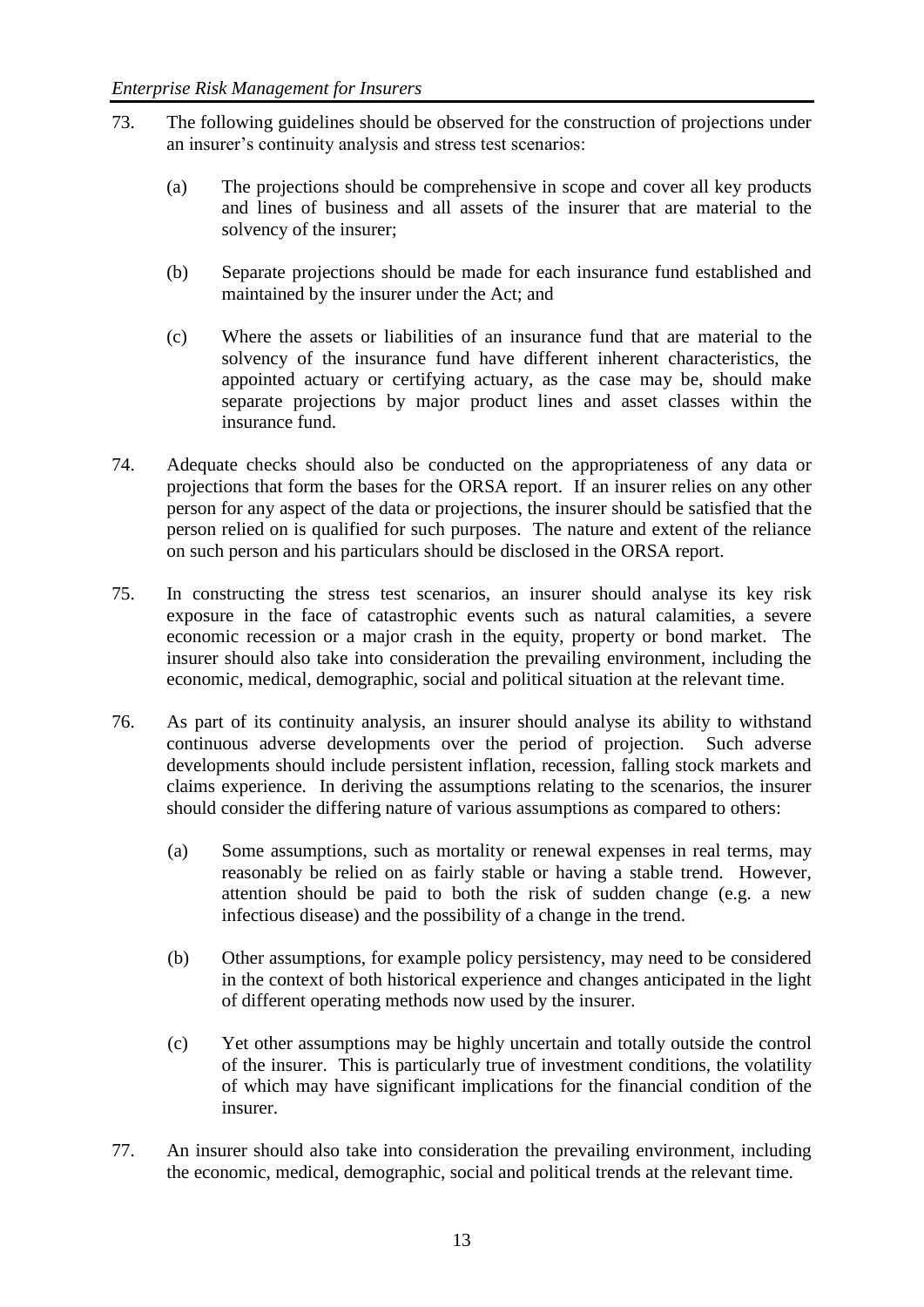73. The following guidelines should be observed for the construction of projections under an insurer's continuity analysis and stress test scenarios:

    (a) The projections should be comprehensive in scope and cover all key products and lines of business and all assets of the insurer that are material to the solvency of the insurer;

    (b) Separate projections should be made for each insurance fund established and maintained by the insurer under the Act; and

    (c) Where the assets or liabilities of an insurance fund that are material to the solvency of the insurance fund have different inherent characteristics, the appointed actuary or certifying actuary, as the case may be, should make separate projections by major product lines and asset classes within the insurance fund.

74. Adequate checks should also be conducted on the appropriateness of any data or projections that form the bases for the ORSA report. If an insurer relies on any other person for any aspect of the data or projections, the insurer should be satisfied that the person relied on is qualified for such purposes. The nature and extent of the reliance on such person and his particulars should be disclosed in the ORSA report.

75. In constructing the stress test scenarios, an insurer should analyse its key risk exposure in the face of catastrophic events such as natural calamities, a severe economic recession or a major crash in the equity, property or bond market. The insurer should also take into consideration the prevailing environment, including the economic, medical, demographic, social and political situation at the relevant time.

76. As part of its continuity analysis, an insurer should analyse its ability to withstand continuous adverse developments over the period of projection. Such adverse developments should include persistent inflation, recession, falling stock markets and claims experience. In deriving the assumptions relating to the scenarios, the insurer should consider the differing nature of various assumptions as compared to others:

    (a) Some assumptions, such as mortality or renewal expenses in real terms, may reasonably be relied on as fairly stable or having a stable trend. However, attention should be paid to both the risk of sudden change (e.g. a new infectious disease) and the possibility of a change in the trend.

    (b) Other assumptions, for example policy persistency, may need to be considered in the context of both historical experience and changes anticipated in the light of different operating methods now used by the insurer.

    (c) Yet other assumptions may be highly uncertain and totally outside the control of the insurer. This is particularly true of investment conditions, the volatility of which may have significant implications for the financial condition of the insurer.

77. An insurer should also take into consideration the prevailing environment, including the economic, medical, demographic, social and political trends at the relevant time.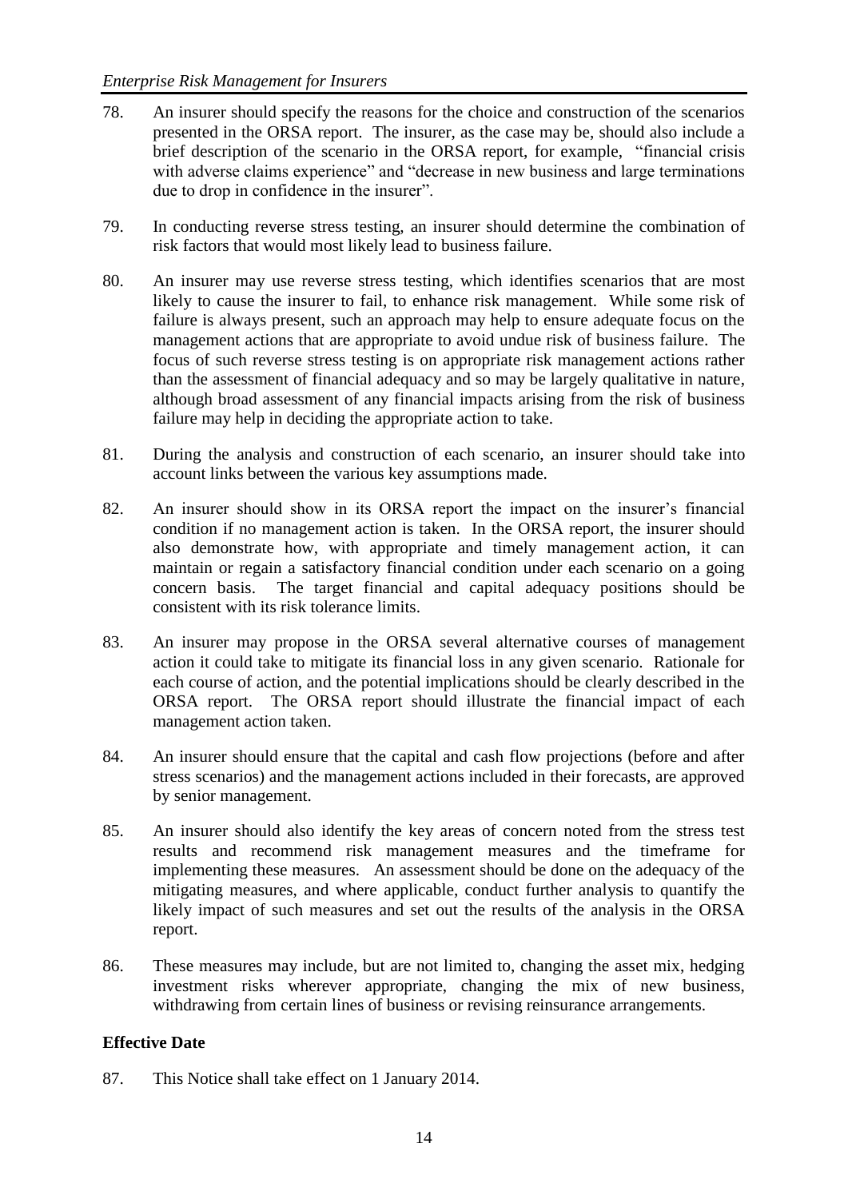78. An insurer should specify the reasons for the choice and construction of the scenarios presented in the ORSA report. The insurer, as the case may be, should also include a brief description of the scenario in the ORSA report, for example, "financial crisis with adverse claims experience" and "decrease in new business and large terminations due to drop in confidence in the insurer".

79. In conducting reverse stress testing, an insurer should determine the combination of risk factors that would most likely lead to business failure.

80. An insurer may use reverse stress testing, which identifies scenarios that are most likely to cause the insurer to fail, to enhance risk management. While some risk of failure is always present, such an approach may help to ensure adequate focus on the management actions that are appropriate to avoid undue risk of business failure. The focus of such reverse stress testing is on appropriate risk management actions rather than the assessment of financial adequacy and so may be largely qualitative in nature, although broad assessment of any financial impacts arising from the risk of business failure may help in deciding the appropriate action to take.

81. During the analysis and construction of each scenario, an insurer should take into account links between the various key assumptions made.

82. An insurer should show in its ORSA report the impact on the insurer's financial condition if no management action is taken. In the ORSA report, the insurer should also demonstrate how, with appropriate and timely management action, it can maintain or regain a satisfactory financial condition under each scenario on a going concern basis. The target financial and capital adequacy positions should be consistent with its risk tolerance limits.

83. An insurer may propose in the ORSA several alternative courses of management action it could take to mitigate its financial loss in any given scenario. Rationale for each course of action, and the potential implications should be clearly described in the ORSA report. The ORSA report should illustrate the financial impact of each management action taken.

84. An insurer should ensure that the capital and cash flow projections (before and after stress scenarios) and the management actions included in their forecasts, are approved by senior management.

85. An insurer should also identify the key areas of concern noted from the stress test results and recommend risk management measures and the timeframe for implementing these measures. An assessment should be done on the adequacy of the mitigating measures, and where applicable, conduct further analysis to quantify the likely impact of such measures and set out the results of the analysis in the ORSA report.

86. These measures may include, but are not limited to, changing the asset mix, hedging investment risks wherever appropriate, changing the mix of new business, withdrawing from certain lines of business or revising reinsurance arrangements.

**Effective Date**

87. This Notice shall take effect on 1 January 2014.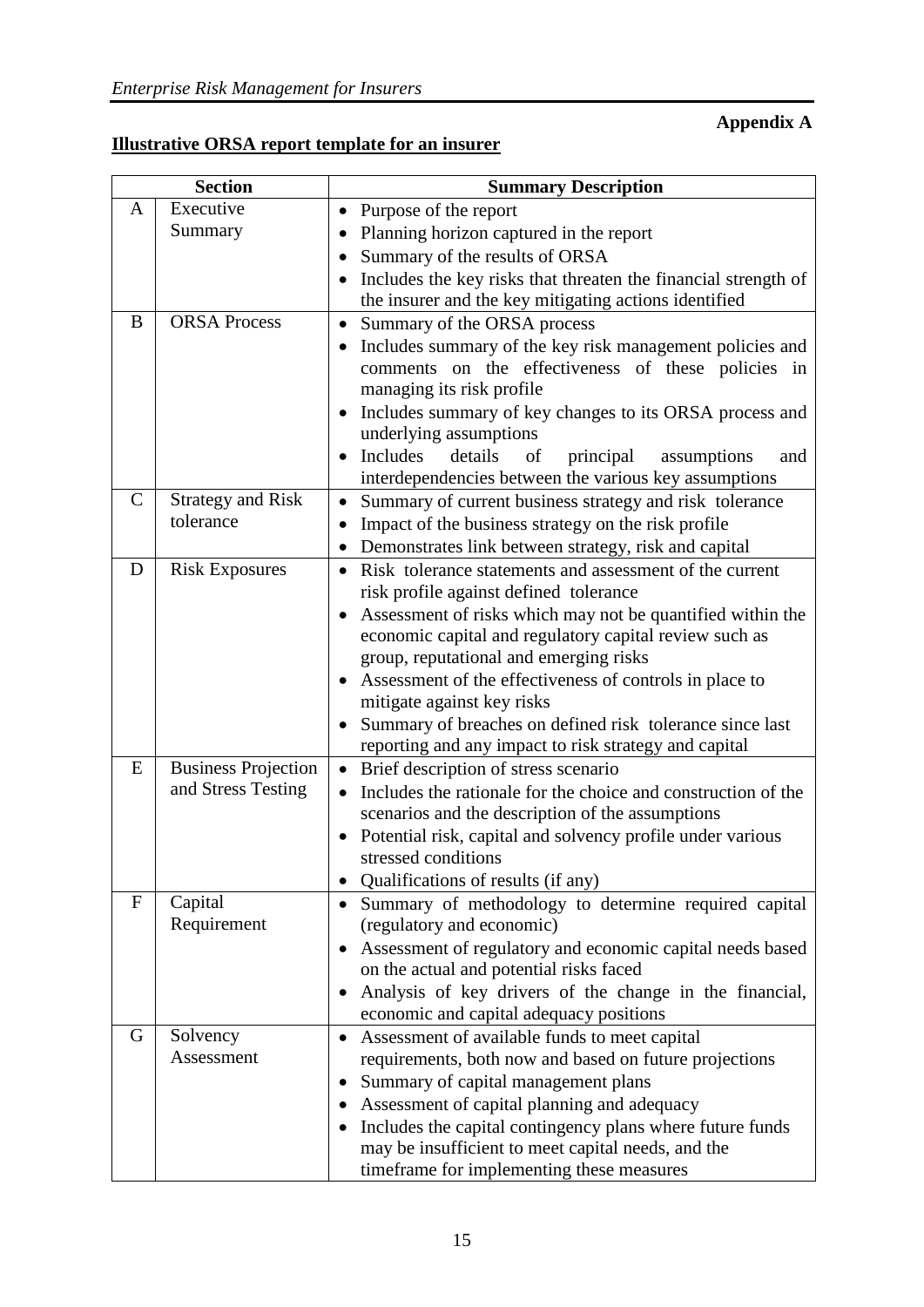**Appendix A**

**Illustrative ORSA report template for an insurer**

| Section | | Summary Description |
|---|---|---|
| A | Executive Summary | • Purpose of the report<br>• Planning horizon captured in the report<br>• Summary of the results of ORSA<br>• Includes the key risks that threaten the financial strength of the insurer and the key mitigating actions identified |
| B | ORSA Process | • Summary of the ORSA process<br>• Includes summary of the key risk management policies and comments on the effectiveness of these policies in managing its risk profile<br>• Includes summary of key changes to its ORSA process and underlying assumptions<br>• Includes details of principal assumptions and interdependencies between the various key assumptions |
| C | Strategy and Risk tolerance | • Summary of current business strategy and risk tolerance<br>• Impact of the business strategy on the risk profile<br>• Demonstrates link between strategy, risk and capital |
| D | Risk Exposures | • Risk tolerance statements and assessment of the current risk profile against defined tolerance<br>• Assessment of risks which may not be quantified within the economic capital and regulatory capital review such as group, reputational and emerging risks<br>• Assessment of the effectiveness of controls in place to mitigate against key risks<br>• Summary of breaches on defined risk tolerance since last reporting and any impact to risk strategy and capital |
| E | Business Projection and Stress Testing | • Brief description of stress scenario<br>• Includes the rationale for the choice and construction of the scenarios and the description of the assumptions<br>• Potential risk, capital and solvency profile under various stressed conditions<br>• Qualifications of results (if any) |
| F | Capital Requirement | • Summary of methodology to determine required capital (regulatory and economic)<br>• Assessment of regulatory and economic capital needs based on the actual and potential risks faced<br>• Analysis of key drivers of the change in the financial, economic and capital adequacy positions |
| G | Solvency Assessment | • Assessment of available funds to meet capital requirements, both now and based on future projections<br>• Summary of capital management plans<br>• Assessment of capital planning and adequacy<br>• Includes the capital contingency plans where future funds may be insufficient to meet capital needs, and the timeframe for implementing these measures |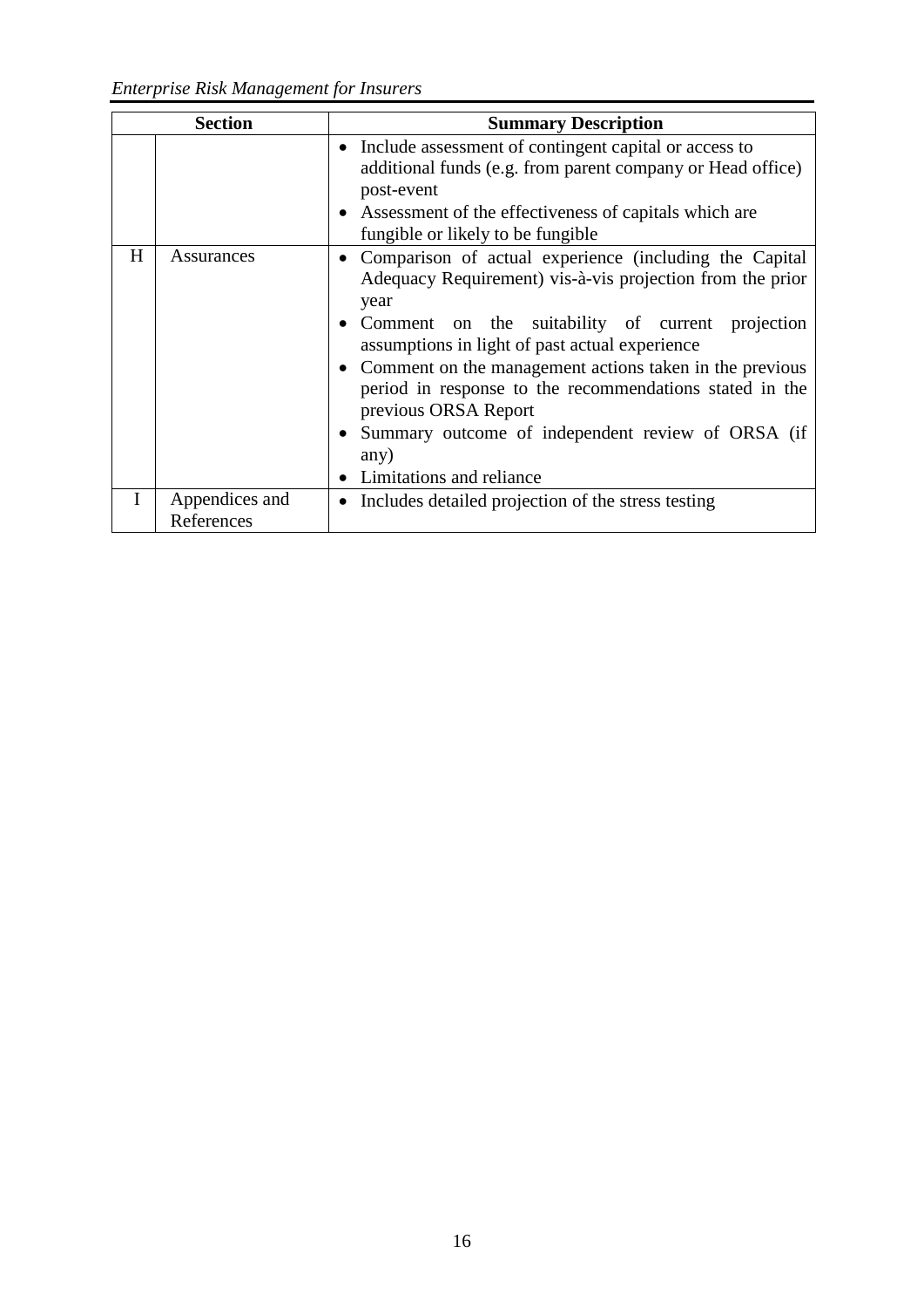| Section | | Summary Description |
|---|---|---|
| | | • Include assessment of contingent capital or access to additional funds (e.g. from parent company or Head office) post-event<br>• Assessment of the effectiveness of capitals which are fungible or likely to be fungible |
| H | Assurances | • Comparison of actual experience (including the Capital Adequacy Requirement) vis-à-vis projection from the prior year<br>• Comment on the suitability of current projection assumptions in light of past actual experience<br>• Comment on the management actions taken in the previous period in response to the recommendations stated in the previous ORSA Report<br>• Summary outcome of independent review of ORSA (if any)<br>• Limitations and reliance |
| I | Appendices and References | • Includes detailed projection of the stress testing |